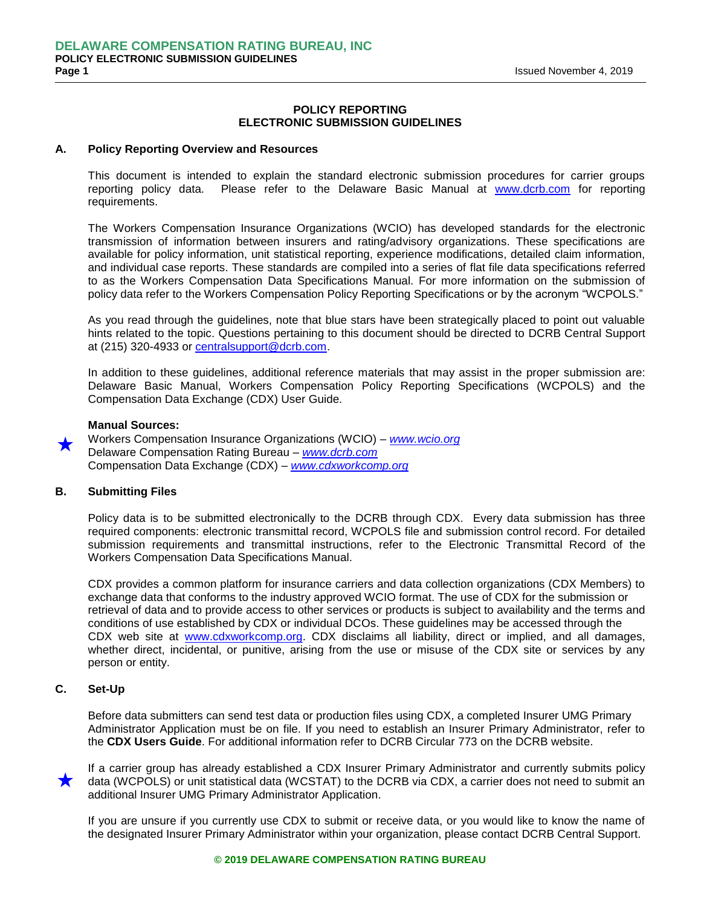# POLICY REPORTING
# ELECTRONIC SUBMISSION GUIDELINES

## A. Policy Reporting Overview and Resources

This document is intended to explain the standard electronic submission procedures for carrier groups reporting policy data. Please refer to the Delaware Basic Manual at www.dcrb.com for reporting requirements.

The Workers Compensation Insurance Organizations (WCIO) has developed standards for the electronic transmission of information between insurers and rating/advisory organizations. These specifications are available for policy information, unit statistical reporting, experience modifications, detailed claim information, and individual case reports. These standards are compiled into a series of flat file data specifications referred to as the Workers Compensation Data Specifications Manual. For more information on the submission of policy data refer to the Workers Compensation Policy Reporting Specifications or by the acronym "WCPOLS."

As you read through the guidelines, note that blue stars have been strategically placed to point out valuable hints related to the topic. Questions pertaining to this document should be directed to DCRB Central Support at (215) 320-4933 or centralsupport@dcrb.com.

In addition to these guidelines, additional reference materials that may assist in the proper submission are: Delaware Basic Manual, Workers Compensation Policy Reporting Specifications (WCPOLS) and the Compensation Data Exchange (CDX) User Guide.

**Manual Sources:**

★ Workers Compensation Insurance Organizations (WCIO) – *www.wcio.org*
Delaware Compensation Rating Bureau – *www.dcrb.com*
Compensation Data Exchange (CDX) – *www.cdxworkcomp.org*

## B. Submitting Files

Policy data is to be submitted electronically to the DCRB through CDX. Every data submission has three required components: electronic transmittal record, WCPOLS file and submission control record. For detailed submission requirements and transmittal instructions, refer to the Electronic Transmittal Record of the Workers Compensation Data Specifications Manual.

CDX provides a common platform for insurance carriers and data collection organizations (CDX Members) to exchange data that conforms to the industry approved WCIO format. The use of CDX for the submission or retrieval of data and to provide access to other services or products is subject to availability and the terms and conditions of use established by CDX or individual DCOs. These guidelines may be accessed through the CDX web site at www.cdxworkcomp.org. CDX disclaims all liability, direct or implied, and all damages, whether direct, incidental, or punitive, arising from the use or misuse of the CDX site or services by any person or entity.

## C. Set-Up

Before data submitters can send test data or production files using CDX, a completed Insurer UMG Primary Administrator Application must be on file. If you need to establish an Insurer Primary Administrator, refer to the **CDX Users Guide**. For additional information refer to DCRB Circular 773 on the DCRB website.

★ If a carrier group has already established a CDX Insurer Primary Administrator and currently submits policy data (WCPOLS) or unit statistical data (WCSTAT) to the DCRB via CDX, a carrier does not need to submit an additional Insurer UMG Primary Administrator Application.

If you are unsure if you currently use CDX to submit or receive data, or you would like to know the name of the designated Insurer Primary Administrator within your organization, please contact DCRB Central Support.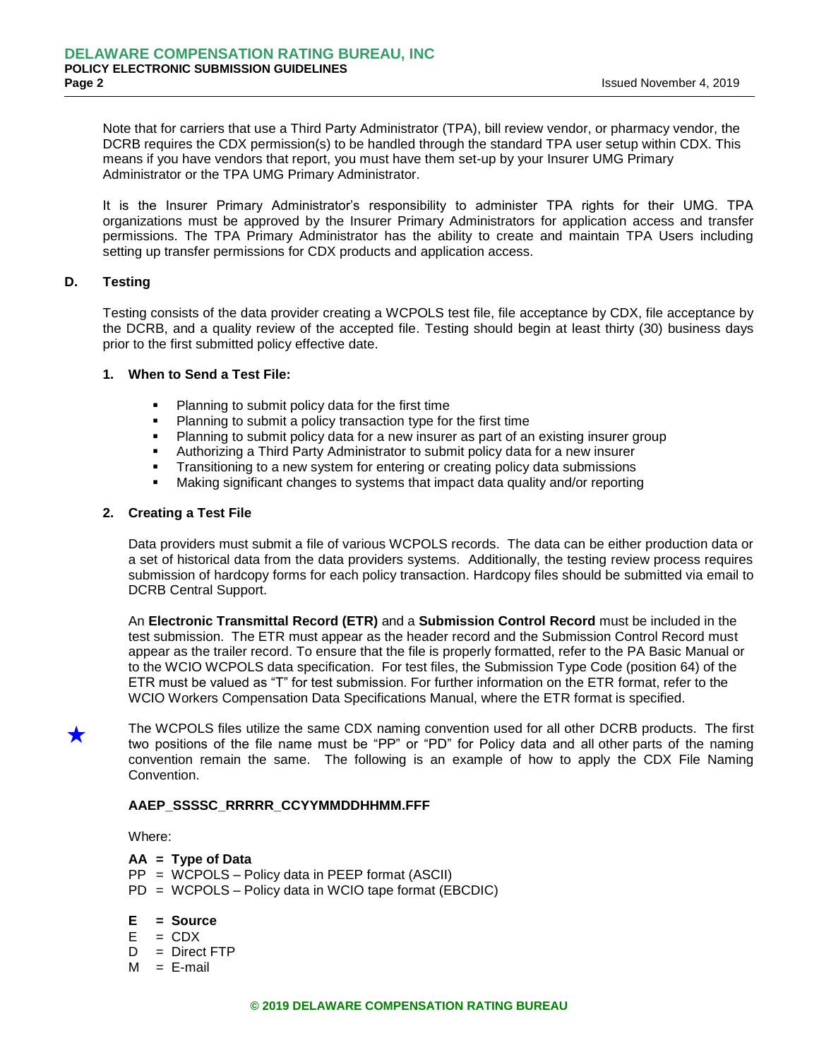Note that for carriers that use a Third Party Administrator (TPA), bill review vendor, or pharmacy vendor, the DCRB requires the CDX permission(s) to be handled through the standard TPA user setup within CDX. This means if you have vendors that report, you must have them set-up by your Insurer UMG Primary Administrator or the TPA UMG Primary Administrator.

It is the Insurer Primary Administrator's responsibility to administer TPA rights for their UMG. TPA organizations must be approved by the Insurer Primary Administrators for application access and transfer permissions. The TPA Primary Administrator has the ability to create and maintain TPA Users including setting up transfer permissions for CDX products and application access.

## D. Testing

Testing consists of the data provider creating a WCPOLS test file, file acceptance by CDX, file acceptance by the DCRB, and a quality review of the accepted file. Testing should begin at least thirty (30) business days prior to the first submitted policy effective date.

### 1. When to Send a Test File:

- Planning to submit policy data for the first time
- Planning to submit a policy transaction type for the first time
- Planning to submit policy data for a new insurer as part of an existing insurer group
- Authorizing a Third Party Administrator to submit policy data for a new insurer
- Transitioning to a new system for entering or creating policy data submissions
- Making significant changes to systems that impact data quality and/or reporting

### 2. Creating a Test File

Data providers must submit a file of various WCPOLS records. The data can be either production data or a set of historical data from the data providers systems. Additionally, the testing review process requires submission of hardcopy forms for each policy transaction. Hardcopy files should be submitted via email to DCRB Central Support.

An **Electronic Transmittal Record (ETR)** and a **Submission Control Record** must be included in the test submission. The ETR must appear as the header record and the Submission Control Record must appear as the trailer record. To ensure that the file is properly formatted, refer to the PA Basic Manual or to the WCIO WCPOLS data specification. For test files, the Submission Type Code (position 64) of the ETR must be valued as "T" for test submission. For further information on the ETR format, refer to the WCIO Workers Compensation Data Specifications Manual, where the ETR format is specified.

★ The WCPOLS files utilize the same CDX naming convention used for all other DCRB products. The first two positions of the file name must be "PP" or "PD" for Policy data and all other parts of the naming convention remain the same. The following is an example of how to apply the CDX File Naming Convention.

**AAEP_SSSSC_RRRRR_CCYYMMDDHHMM.FFF**

Where:

**AA = Type of Data**
PP = WCPOLS – Policy data in PEEP format (ASCII)
PD = WCPOLS – Policy data in WCIO tape format (EBCDIC)

**E = Source**
E = CDX
D = Direct FTP
M = E-mail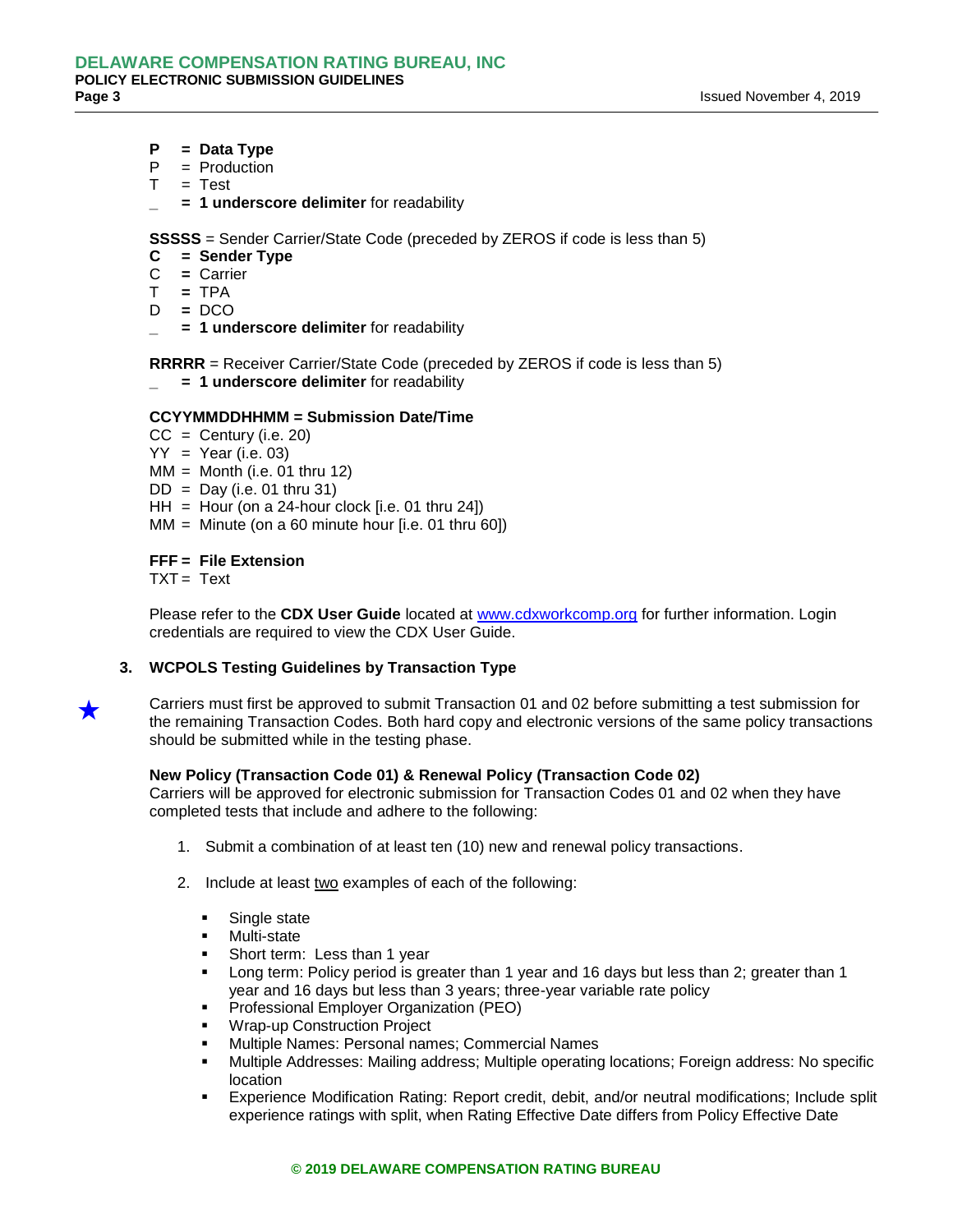**P = Data Type**
P = Production
T = Test
_ = **1 underscore delimiter** for readability

**SSSSS** = Sender Carrier/State Code (preceded by ZEROS if code is less than 5)
**C = Sender Type**
C = Carrier
T = TPA
D = DCO
_ = **1 underscore delimiter** for readability

**RRRRR** = Receiver Carrier/State Code (preceded by ZEROS if code is less than 5)
_ = **1 underscore delimiter** for readability

**CCYYMMDDHHMM = Submission Date/Time**
CC = Century (i.e. 20)
YY = Year (i.e. 03)
MM = Month (i.e. 01 thru 12)
DD = Day (i.e. 01 thru 31)
HH = Hour (on a 24-hour clock [i.e. 01 thru 24])
MM = Minute (on a 60 minute hour [i.e. 01 thru 60])

**FFF = File Extension**
TXT = Text

Please refer to the **CDX User Guide** located at www.cdxworkcomp.org for further information. Login credentials are required to view the CDX User Guide.

## 3. WCPOLS Testing Guidelines by Transaction Type

★ Carriers must first be approved to submit Transaction 01 and 02 before submitting a test submission for the remaining Transaction Codes. Both hard copy and electronic versions of the same policy transactions should be submitted while in the testing phase.

**New Policy (Transaction Code 01) & Renewal Policy (Transaction Code 02)**
Carriers will be approved for electronic submission for Transaction Codes 01 and 02 when they have completed tests that include and adhere to the following:

1. Submit a combination of at least ten (10) new and renewal policy transactions.
2. Include at least two examples of each of the following:
   - Single state
   - Multi-state
   - Short term: Less than 1 year
   - Long term: Policy period is greater than 1 year and 16 days but less than 2; greater than 1 year and 16 days but less than 3 years; three-year variable rate policy
   - Professional Employer Organization (PEO)
   - Wrap-up Construction Project
   - Multiple Names: Personal names; Commercial Names
   - Multiple Addresses: Mailing address; Multiple operating locations; Foreign address: No specific location
   - Experience Modification Rating: Report credit, debit, and/or neutral modifications; Include split experience ratings with split, when Rating Effective Date differs from Policy Effective Date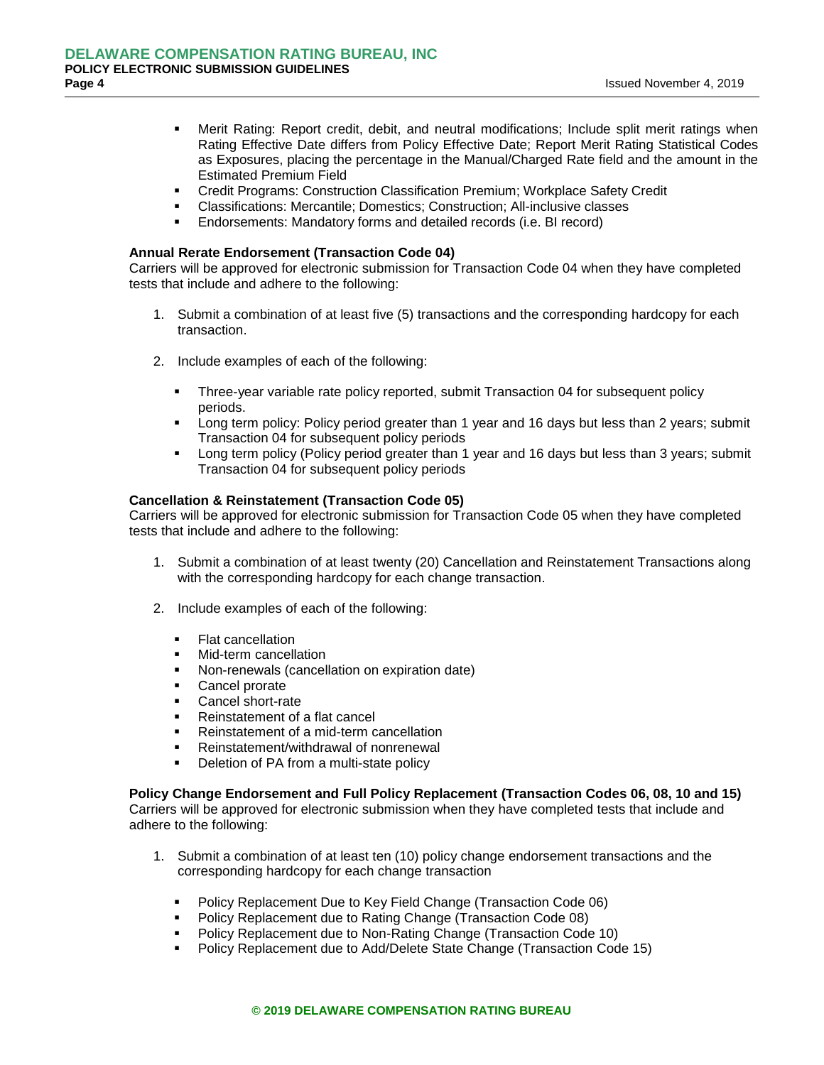- Merit Rating: Report credit, debit, and neutral modifications; Include split merit ratings when Rating Effective Date differs from Policy Effective Date; Report Merit Rating Statistical Codes as Exposures, placing the percentage in the Manual/Charged Rate field and the amount in the Estimated Premium Field
- Credit Programs: Construction Classification Premium; Workplace Safety Credit
- Classifications: Mercantile; Domestics; Construction; All-inclusive classes
- Endorsements: Mandatory forms and detailed records (i.e. BI record)

**Annual Rerate Endorsement (Transaction Code 04)**
Carriers will be approved for electronic submission for Transaction Code 04 when they have completed tests that include and adhere to the following:

1. Submit a combination of at least five (5) transactions and the corresponding hardcopy for each transaction.

2. Include examples of each of the following:

   - Three-year variable rate policy reported, submit Transaction 04 for subsequent policy periods.
   - Long term policy: Policy period greater than 1 year and 16 days but less than 2 years; submit Transaction 04 for subsequent policy periods
   - Long term policy (Policy period greater than 1 year and 16 days but less than 3 years; submit Transaction 04 for subsequent policy periods

**Cancellation & Reinstatement (Transaction Code 05)**
Carriers will be approved for electronic submission for Transaction Code 05 when they have completed tests that include and adhere to the following:

1. Submit a combination of at least twenty (20) Cancellation and Reinstatement Transactions along with the corresponding hardcopy for each change transaction.

2. Include examples of each of the following:

   - Flat cancellation
   - Mid-term cancellation
   - Non-renewals (cancellation on expiration date)
   - Cancel prorate
   - Cancel short-rate
   - Reinstatement of a flat cancel
   - Reinstatement of a mid-term cancellation
   - Reinstatement/withdrawal of nonrenewal
   - Deletion of PA from a multi-state policy

**Policy Change Endorsement and Full Policy Replacement (Transaction Codes 06, 08, 10 and 15)**
Carriers will be approved for electronic submission when they have completed tests that include and adhere to the following:

1. Submit a combination of at least ten (10) policy change endorsement transactions and the corresponding hardcopy for each change transaction

   - Policy Replacement Due to Key Field Change (Transaction Code 06)
   - Policy Replacement due to Rating Change (Transaction Code 08)
   - Policy Replacement due to Non-Rating Change (Transaction Code 10)
   - Policy Replacement due to Add/Delete State Change (Transaction Code 15)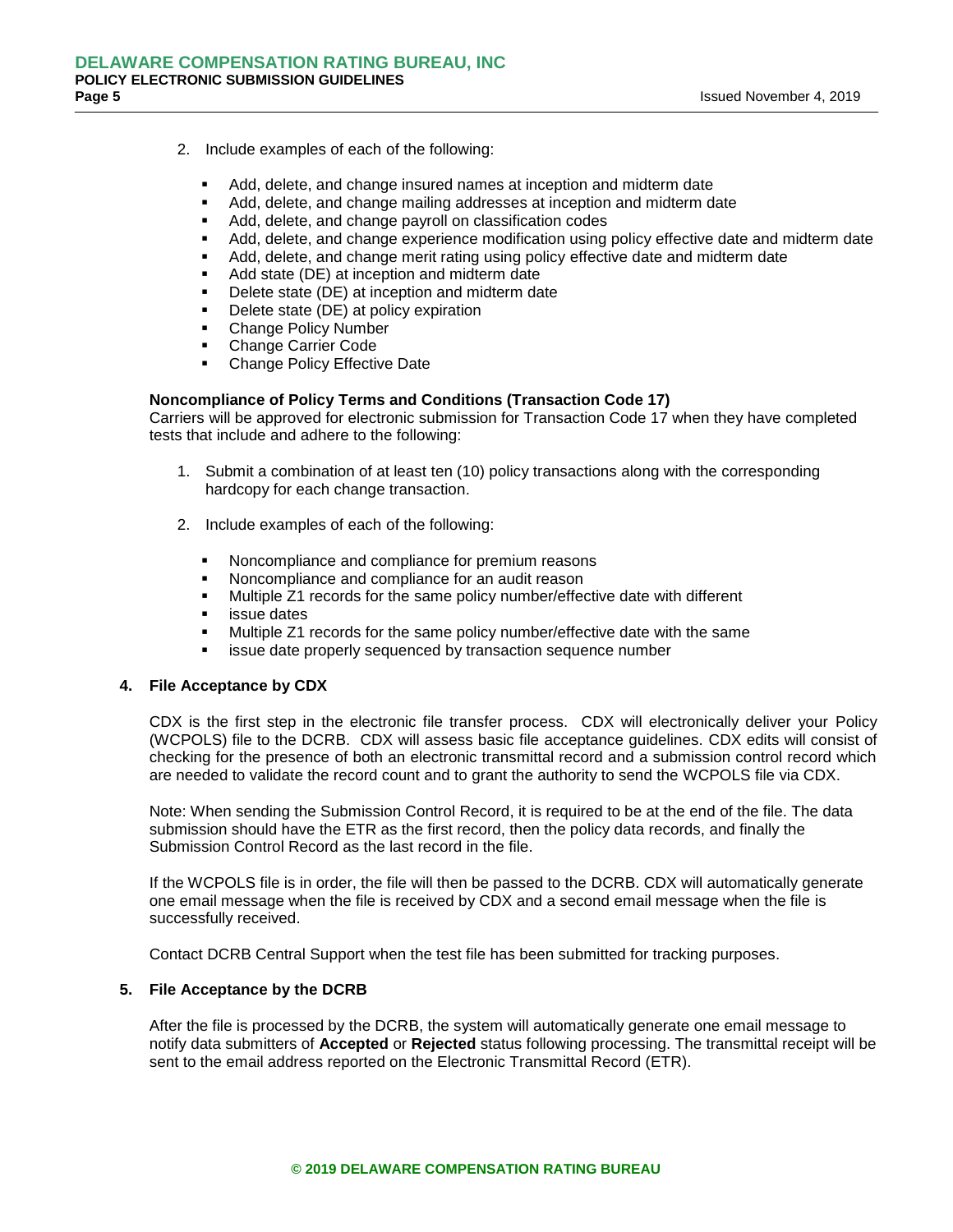2. Include examples of each of the following:

    - Add, delete, and change insured names at inception and midterm date
    - Add, delete, and change mailing addresses at inception and midterm date
    - Add, delete, and change payroll on classification codes
    - Add, delete, and change experience modification using policy effective date and midterm date
    - Add, delete, and change merit rating using policy effective date and midterm date
    - Add state (DE) at inception and midterm date
    - Delete state (DE) at inception and midterm date
    - Delete state (DE) at policy expiration
    - Change Policy Number
    - Change Carrier Code
    - Change Policy Effective Date

**Noncompliance of Policy Terms and Conditions (Transaction Code 17)**

Carriers will be approved for electronic submission for Transaction Code 17 when they have completed tests that include and adhere to the following:

1. Submit a combination of at least ten (10) policy transactions along with the corresponding hardcopy for each change transaction.

2. Include examples of each of the following:

    - Noncompliance and compliance for premium reasons
    - Noncompliance and compliance for an audit reason
    - Multiple Z1 records for the same policy number/effective date with different
    - issue dates
    - Multiple Z1 records for the same policy number/effective date with the same
    - issue date properly sequenced by transaction sequence number

**4. File Acceptance by CDX**

CDX is the first step in the electronic file transfer process. CDX will electronically deliver your Policy (WCPOLS) file to the DCRB. CDX will assess basic file acceptance guidelines. CDX edits will consist of checking for the presence of both an electronic transmittal record and a submission control record which are needed to validate the record count and to grant the authority to send the WCPOLS file via CDX.

Note: When sending the Submission Control Record, it is required to be at the end of the file. The data submission should have the ETR as the first record, then the policy data records, and finally the Submission Control Record as the last record in the file.

If the WCPOLS file is in order, the file will then be passed to the DCRB. CDX will automatically generate one email message when the file is received by CDX and a second email message when the file is successfully received.

Contact DCRB Central Support when the test file has been submitted for tracking purposes.

**5. File Acceptance by the DCRB**

After the file is processed by the DCRB, the system will automatically generate one email message to notify data submitters of **Accepted** or **Rejected** status following processing. The transmittal receipt will be sent to the email address reported on the Electronic Transmittal Record (ETR).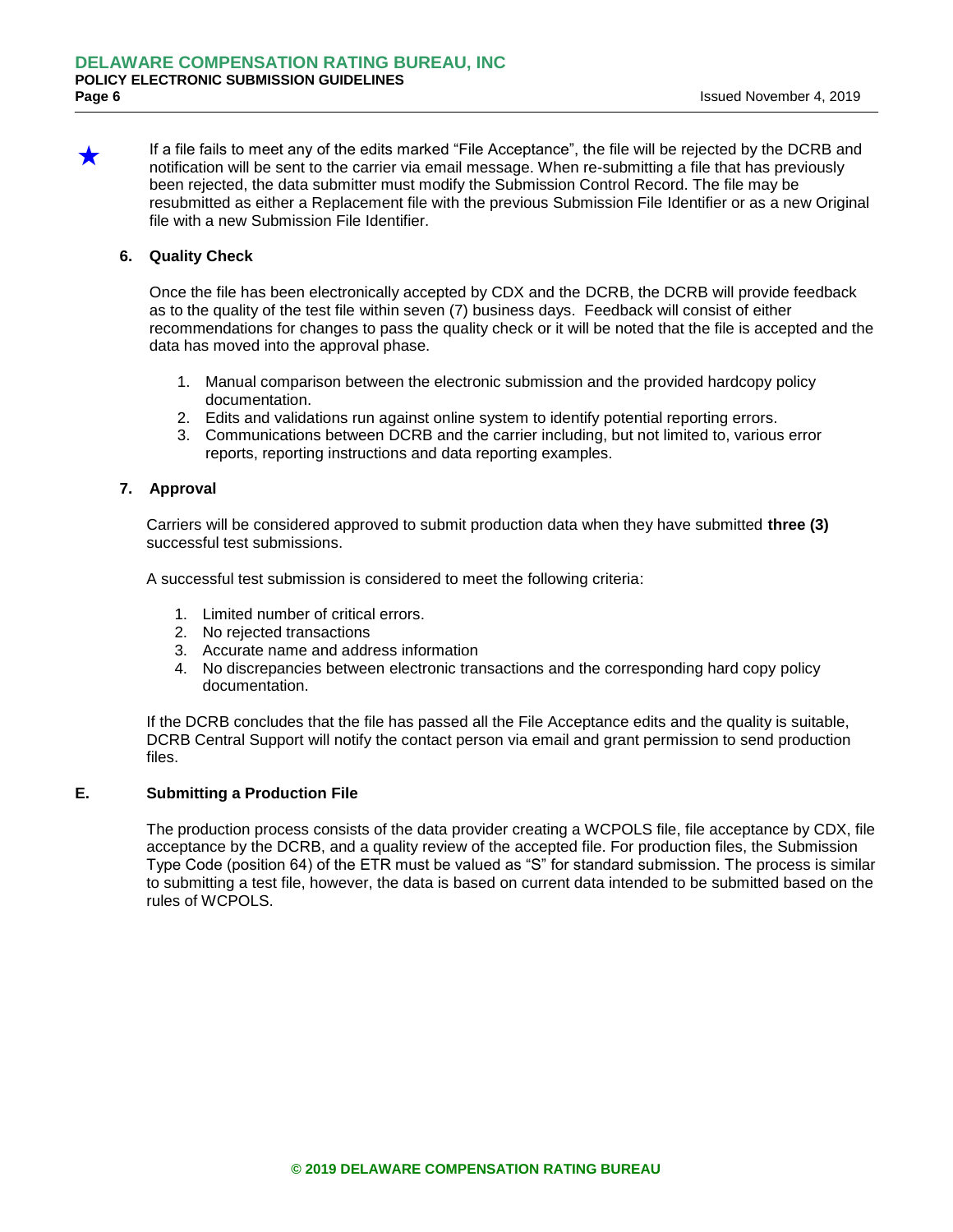★ If a file fails to meet any of the edits marked "File Acceptance", the file will be rejected by the DCRB and notification will be sent to the carrier via email message. When re-submitting a file that has previously been rejected, the data submitter must modify the Submission Control Record. The file may be resubmitted as either a Replacement file with the previous Submission File Identifier or as a new Original file with a new Submission File Identifier.

### 6. Quality Check

Once the file has been electronically accepted by CDX and the DCRB, the DCRB will provide feedback as to the quality of the test file within seven (7) business days. Feedback will consist of either recommendations for changes to pass the quality check or it will be noted that the file is accepted and the data has moved into the approval phase.

1. Manual comparison between the electronic submission and the provided hardcopy policy documentation.
2. Edits and validations run against online system to identify potential reporting errors.
3. Communications between DCRB and the carrier including, but not limited to, various error reports, reporting instructions and data reporting examples.

### 7. Approval

Carriers will be considered approved to submit production data when they have submitted **three (3)** successful test submissions.

A successful test submission is considered to meet the following criteria:

1. Limited number of critical errors.
2. No rejected transactions
3. Accurate name and address information
4. No discrepancies between electronic transactions and the corresponding hard copy policy documentation.

If the DCRB concludes that the file has passed all the File Acceptance edits and the quality is suitable, DCRB Central Support will notify the contact person via email and grant permission to send production files.

## E. Submitting a Production File

The production process consists of the data provider creating a WCPOLS file, file acceptance by CDX, file acceptance by the DCRB, and a quality review of the accepted file. For production files, the Submission Type Code (position 64) of the ETR must be valued as "S" for standard submission. The process is similar to submitting a test file, however, the data is based on current data intended to be submitted based on the rules of WCPOLS.